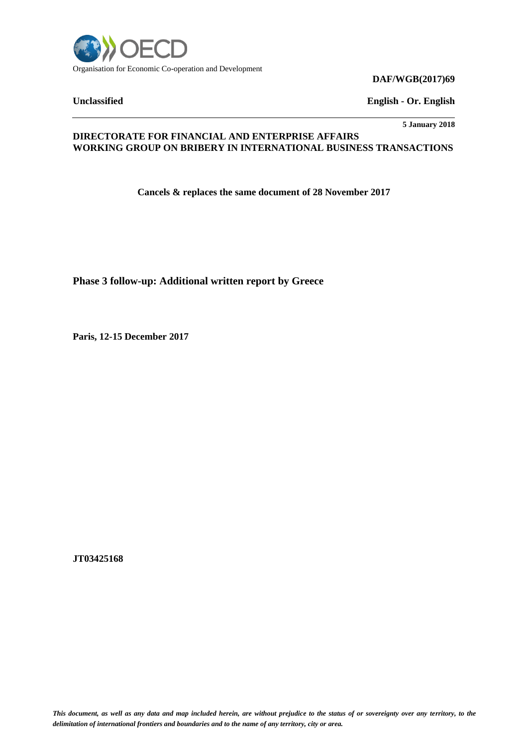OECD

Organisation for Economic Co-operation and Development

**DAF/WGB(2017)69**

**Unclassified** **English - Or. English**

**5 January 2018**

**DIRECTORATE FOR FINANCIAL AND ENTERPRISE AFFAIRS**
**WORKING GROUP ON BRIBERY IN INTERNATIONAL BUSINESS TRANSACTIONS**

**Cancels & replaces the same document of 28 November 2017**

**Phase 3 follow-up: Additional written report by Greece**

**Paris, 12-15 December 2017**

**JT03425168**

***This document, as well as any data and map included herein, are without prejudice to the status of or sovereignty over any territory, to the delimitation of international frontiers and boundaries and to the name of any territory, city or area.***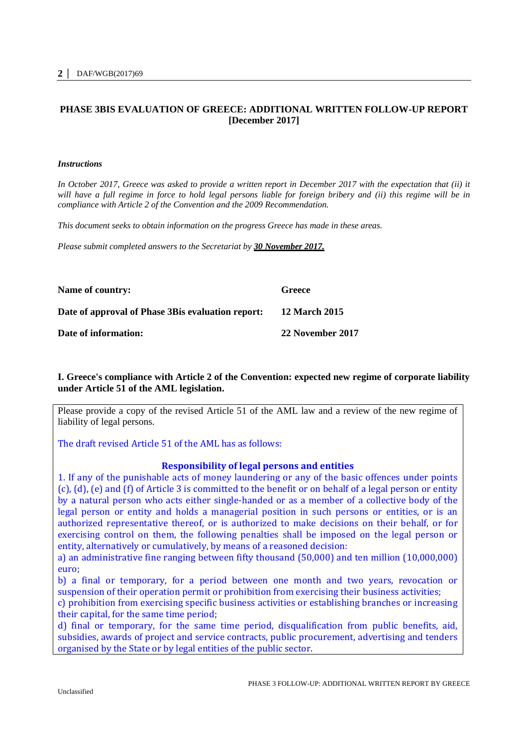## PHASE 3BIS EVALUATION OF GREECE: ADDITIONAL WRITTEN FOLLOW-UP REPORT [December 2017]

***Instructions***

*In October 2017, Greece was asked to provide a written report in December 2017 with the expectation that (ii) it will have a full regime in force to hold legal persons liable for foreign bribery and (ii) this regime will be in compliance with Article 2 of the Convention and the 2009 Recommendation.*

*This document seeks to obtain information on the progress Greece has made in these areas.*

*Please submit completed answers to the Secretariat by **30 November 2017.***

| | |
|---|---|
| **Name of country:** | **Greece** |
| **Date of approval of Phase 3Bis evaluation report:** | **12 March 2015** |
| **Date of information:** | **22 November 2017** |

### I. Greece's compliance with Article 2 of the Convention: expected new regime of corporate liability under Article 51 of the AML legislation.

Please provide a copy of the revised Article 51 of the AML law and a review of the new regime of liability of legal persons.

The draft revised Article 51 of the AML has as follows:

**Responsibility of legal persons and entities**

1. If any of the punishable acts of money laundering or any of the basic offences under points (c), (d), (e) and (f) of Article 3 is committed to the benefit or on behalf of a legal person or entity by a natural person who acts either single-handed or as a member of a collective body of the legal person or entity and holds a managerial position in such persons or entities, or is an authorized representative thereof, or is authorized to make decisions on their behalf, or for exercising control on them, the following penalties shall be imposed on the legal person or entity, alternatively or cumulatively, by means of a reasoned decision:

a) an administrative fine ranging between fifty thousand (50,000) and ten million (10,000,000) euro;

b) a final or temporary, for a period between one month and two years, revocation or suspension of their operation permit or prohibition from exercising their business activities;

c) prohibition from exercising specific business activities or establishing branches or increasing their capital, for the same time period;

d) final or temporary, for the same time period, disqualification from public benefits, aid, subsidies, awards of project and service contracts, public procurement, advertising and tenders organised by the State or by legal entities of the public sector.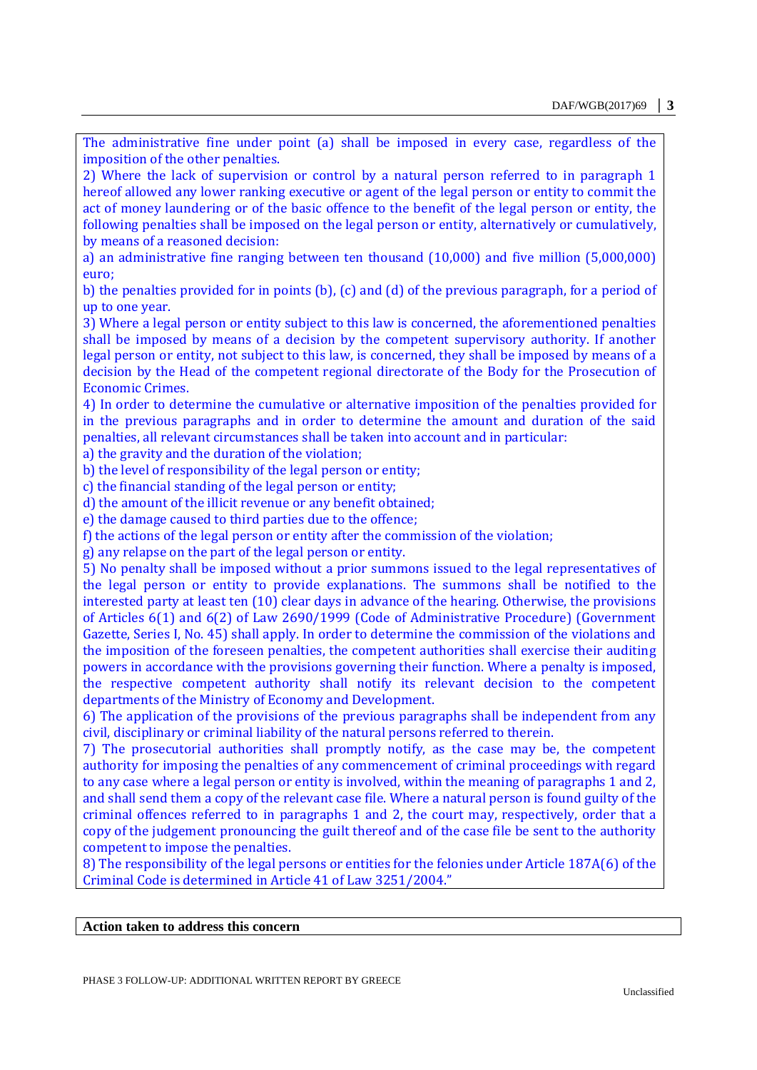The administrative fine under point (a) shall be imposed in every case, regardless of the imposition of the other penalties.

2) Where the lack of supervision or control by a natural person referred to in paragraph 1 hereof allowed any lower ranking executive or agent of the legal person or entity to commit the act of money laundering or of the basic offence to the benefit of the legal person or entity, the following penalties shall be imposed on the legal person or entity, alternatively or cumulatively, by means of a reasoned decision:

a) an administrative fine ranging between ten thousand (10,000) and five million (5,000,000) euro;

b) the penalties provided for in points (b), (c) and (d) of the previous paragraph, for a period of up to one year.

3) Where a legal person or entity subject to this law is concerned, the aforementioned penalties shall be imposed by means of a decision by the competent supervisory authority. If another legal person or entity, not subject to this law, is concerned, they shall be imposed by means of a decision by the Head of the competent regional directorate of the Body for the Prosecution of Economic Crimes.

4) In order to determine the cumulative or alternative imposition of the penalties provided for in the previous paragraphs and in order to determine the amount and duration of the said penalties, all relevant circumstances shall be taken into account and in particular:

a) the gravity and the duration of the violation;

b) the level of responsibility of the legal person or entity;

c) the financial standing of the legal person or entity;

d) the amount of the illicit revenue or any benefit obtained;

e) the damage caused to third parties due to the offence;

f) the actions of the legal person or entity after the commission of the violation;

g) any relapse on the part of the legal person or entity.

5) No penalty shall be imposed without a prior summons issued to the legal representatives of the legal person or entity to provide explanations. The summons shall be notified to the interested party at least ten (10) clear days in advance of the hearing. Otherwise, the provisions of Articles 6(1) and 6(2) of Law 2690/1999 (Code of Administrative Procedure) (Government Gazette, Series I, No. 45) shall apply. In order to determine the commission of the violations and the imposition of the foreseen penalties, the competent authorities shall exercise their auditing powers in accordance with the provisions governing their function. Where a penalty is imposed, the respective competent authority shall notify its relevant decision to the competent departments of the Ministry of Economy and Development.

6) The application of the provisions of the previous paragraphs shall be independent from any civil, disciplinary or criminal liability of the natural persons referred to therein.

7) The prosecutorial authorities shall promptly notify, as the case may be, the competent authority for imposing the penalties of any commencement of criminal proceedings with regard to any case where a legal person or entity is involved, within the meaning of paragraphs 1 and 2, and shall send them a copy of the relevant case file. Where a natural person is found guilty of the criminal offences referred to in paragraphs 1 and 2, the court may, respectively, order that a copy of the judgement pronouncing the guilt thereof and of the case file be sent to the authority competent to impose the penalties.

8) The responsibility of the legal persons or entities for the felonies under Article 187A(6) of the Criminal Code is determined in Article 41 of Law 3251/2004."

**Action taken to address this concern**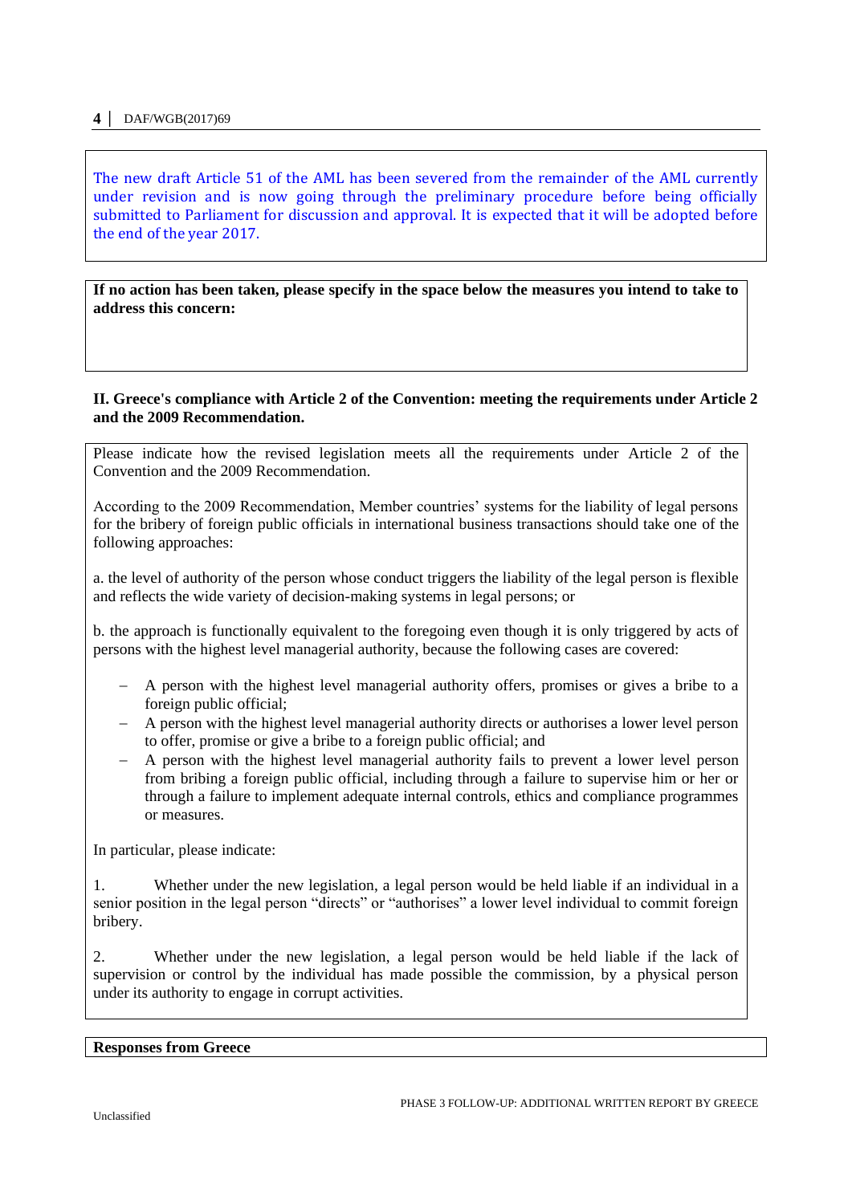The new draft Article 51 of the AML has been severed from the remainder of the AML currently under revision and is now going through the preliminary procedure before being officially submitted to Parliament for discussion and approval. It is expected that it will be adopted before the end of the year 2017.

**If no action has been taken, please specify in the space below the measures you intend to take to address this concern:**

## II. Greece's compliance with Article 2 of the Convention: meeting the requirements under Article 2 and the 2009 Recommendation.

Please indicate how the revised legislation meets all the requirements under Article 2 of the Convention and the 2009 Recommendation.

According to the 2009 Recommendation, Member countries' systems for the liability of legal persons for the bribery of foreign public officials in international business transactions should take one of the following approaches:

a. the level of authority of the person whose conduct triggers the liability of the legal person is flexible and reflects the wide variety of decision-making systems in legal persons; or

b. the approach is functionally equivalent to the foregoing even though it is only triggered by acts of persons with the highest level managerial authority, because the following cases are covered:

- A person with the highest level managerial authority offers, promises or gives a bribe to a foreign public official;
- A person with the highest level managerial authority directs or authorises a lower level person to offer, promise or give a bribe to a foreign public official; and
- A person with the highest level managerial authority fails to prevent a lower level person from bribing a foreign public official, including through a failure to supervise him or her or through a failure to implement adequate internal controls, ethics and compliance programmes or measures.

In particular, please indicate:

1. Whether under the new legislation, a legal person would be held liable if an individual in a senior position in the legal person "directs" or "authorises" a lower level individual to commit foreign bribery.

2. Whether under the new legislation, a legal person would be held liable if the lack of supervision or control by the individual has made possible the commission, by a physical person under its authority to engage in corrupt activities.

**Responses from Greece**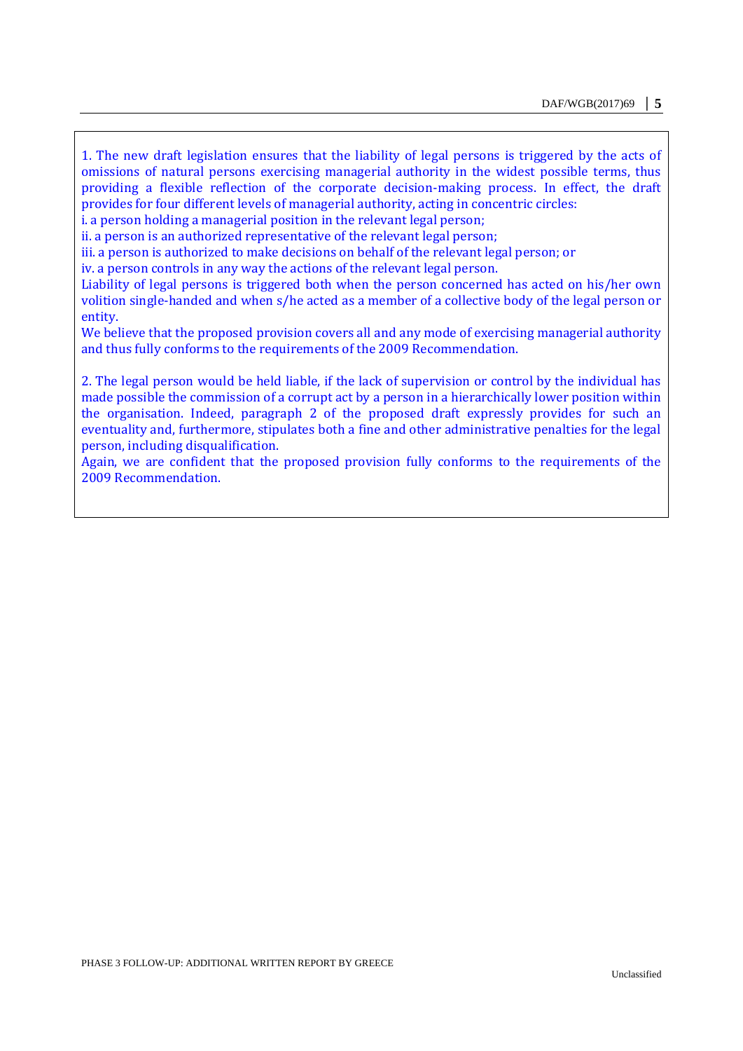1. The new draft legislation ensures that the liability of legal persons is triggered by the acts of omissions of natural persons exercising managerial authority in the widest possible terms, thus providing a flexible reflection of the corporate decision-making process. In effect, the draft provides for four different levels of managerial authority, acting in concentric circles:

i. a person holding a managerial position in the relevant legal person;

ii. a person is an authorized representative of the relevant legal person;

iii. a person is authorized to make decisions on behalf of the relevant legal person; or

iv. a person controls in any way the actions of the relevant legal person.

Liability of legal persons is triggered both when the person concerned has acted on his/her own volition single-handed and when s/he acted as a member of a collective body of the legal person or entity.

We believe that the proposed provision covers all and any mode of exercising managerial authority and thus fully conforms to the requirements of the 2009 Recommendation.

2. The legal person would be held liable, if the lack of supervision or control by the individual has made possible the commission of a corrupt act by a person in a hierarchically lower position within the organisation. Indeed, paragraph 2 of the proposed draft expressly provides for such an eventuality and, furthermore, stipulates both a fine and other administrative penalties for the legal person, including disqualification.

Again, we are confident that the proposed provision fully conforms to the requirements of the 2009 Recommendation.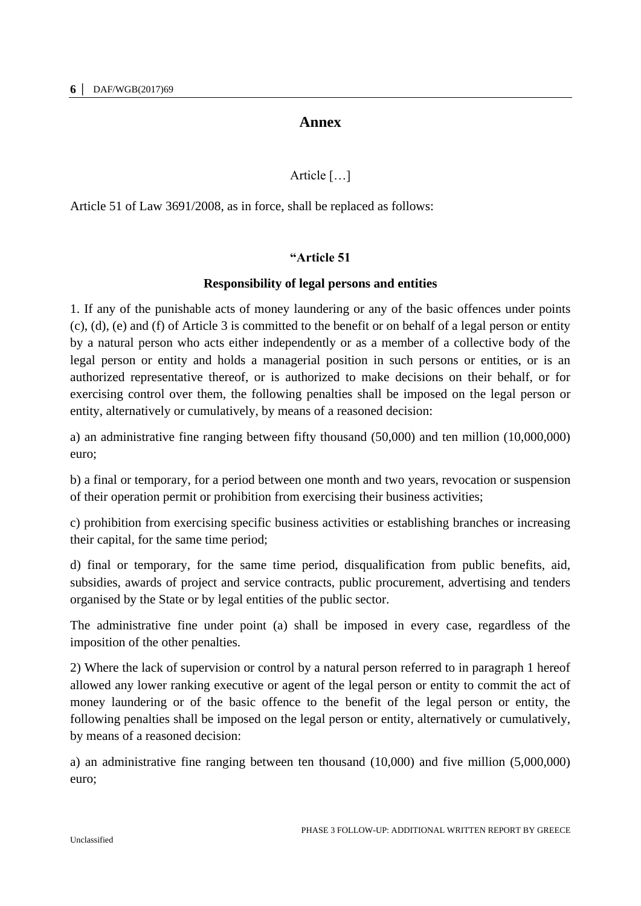# Annex

Article […]

Article 51 of Law 3691/2008, as in force, shall be replaced as follows:

**"Article 51**

**Responsibility of legal persons and entities**

1. If any of the punishable acts of money laundering or any of the basic offences under points (c), (d), (e) and (f) of Article 3 is committed to the benefit or on behalf of a legal person or entity by a natural person who acts either independently or as a member of a collective body of the legal person or entity and holds a managerial position in such persons or entities, or is an authorized representative thereof, or is authorized to make decisions on their behalf, or for exercising control over them, the following penalties shall be imposed on the legal person or entity, alternatively or cumulatively, by means of a reasoned decision:

a) an administrative fine ranging between fifty thousand (50,000) and ten million (10,000,000) euro;

b) a final or temporary, for a period between one month and two years, revocation or suspension of their operation permit or prohibition from exercising their business activities;

c) prohibition from exercising specific business activities or establishing branches or increasing their capital, for the same time period;

d) final or temporary, for the same time period, disqualification from public benefits, aid, subsidies, awards of project and service contracts, public procurement, advertising and tenders organised by the State or by legal entities of the public sector.

The administrative fine under point (a) shall be imposed in every case, regardless of the imposition of the other penalties.

2) Where the lack of supervision or control by a natural person referred to in paragraph 1 hereof allowed any lower ranking executive or agent of the legal person or entity to commit the act of money laundering or of the basic offence to the benefit of the legal person or entity, the following penalties shall be imposed on the legal person or entity, alternatively or cumulatively, by means of a reasoned decision:

a) an administrative fine ranging between ten thousand (10,000) and five million (5,000,000) euro;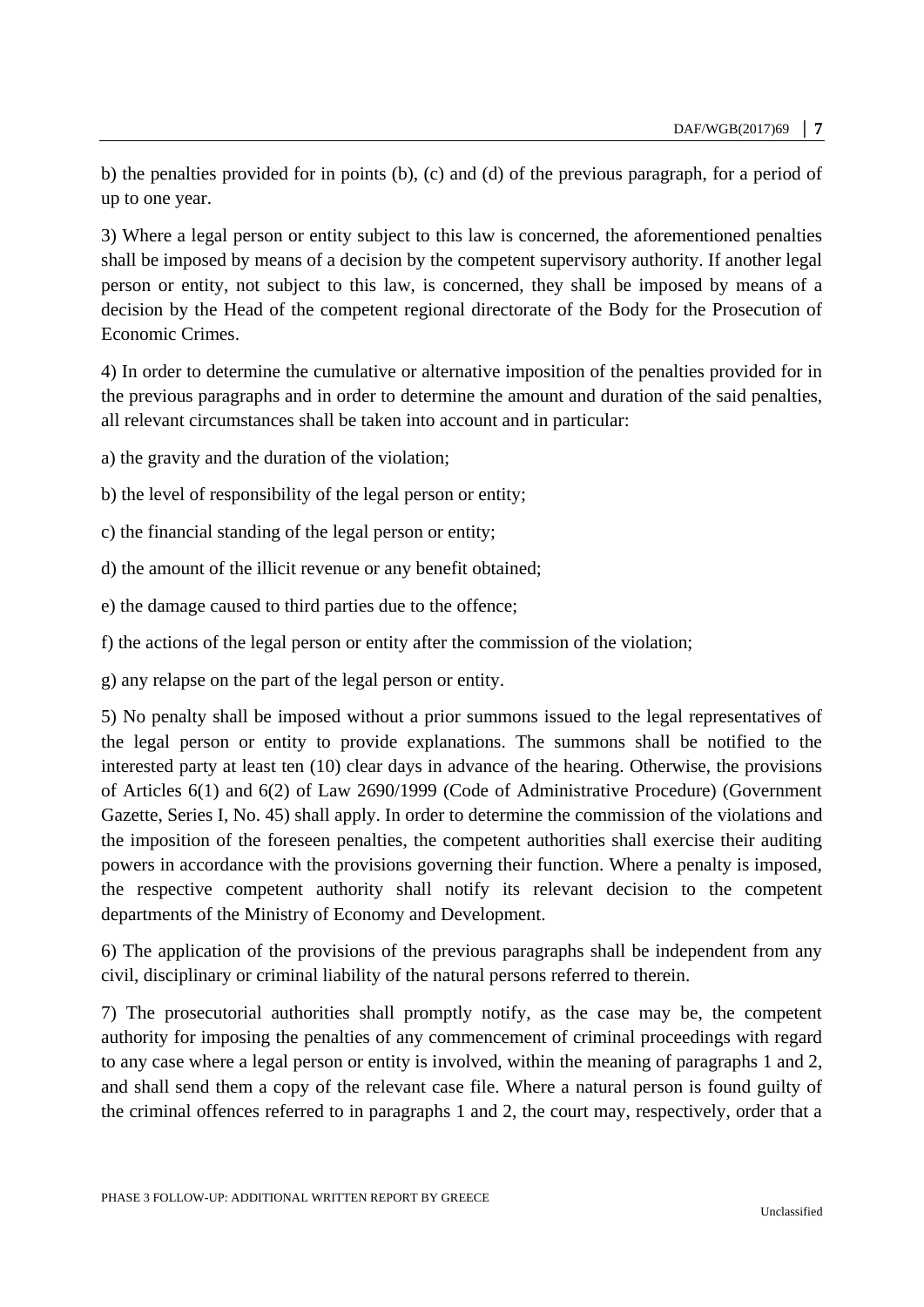b) the penalties provided for in points (b), (c) and (d) of the previous paragraph, for a period of up to one year.

3) Where a legal person or entity subject to this law is concerned, the aforementioned penalties shall be imposed by means of a decision by the competent supervisory authority. If another legal person or entity, not subject to this law, is concerned, they shall be imposed by means of a decision by the Head of the competent regional directorate of the Body for the Prosecution of Economic Crimes.

4) In order to determine the cumulative or alternative imposition of the penalties provided for in the previous paragraphs and in order to determine the amount and duration of the said penalties, all relevant circumstances shall be taken into account and in particular:

a) the gravity and the duration of the violation;

b) the level of responsibility of the legal person or entity;

c) the financial standing of the legal person or entity;

d) the amount of the illicit revenue or any benefit obtained;

e) the damage caused to third parties due to the offence;

f) the actions of the legal person or entity after the commission of the violation;

g) any relapse on the part of the legal person or entity.

5) No penalty shall be imposed without a prior summons issued to the legal representatives of the legal person or entity to provide explanations. The summons shall be notified to the interested party at least ten (10) clear days in advance of the hearing. Otherwise, the provisions of Articles 6(1) and 6(2) of Law 2690/1999 (Code of Administrative Procedure) (Government Gazette, Series I, No. 45) shall apply. In order to determine the commission of the violations and the imposition of the foreseen penalties, the competent authorities shall exercise their auditing powers in accordance with the provisions governing their function. Where a penalty is imposed, the respective competent authority shall notify its relevant decision to the competent departments of the Ministry of Economy and Development.

6) The application of the provisions of the previous paragraphs shall be independent from any civil, disciplinary or criminal liability of the natural persons referred to therein.

7) The prosecutorial authorities shall promptly notify, as the case may be, the competent authority for imposing the penalties of any commencement of criminal proceedings with regard to any case where a legal person or entity is involved, within the meaning of paragraphs 1 and 2, and shall send them a copy of the relevant case file. Where a natural person is found guilty of the criminal offences referred to in paragraphs 1 and 2, the court may, respectively, order that a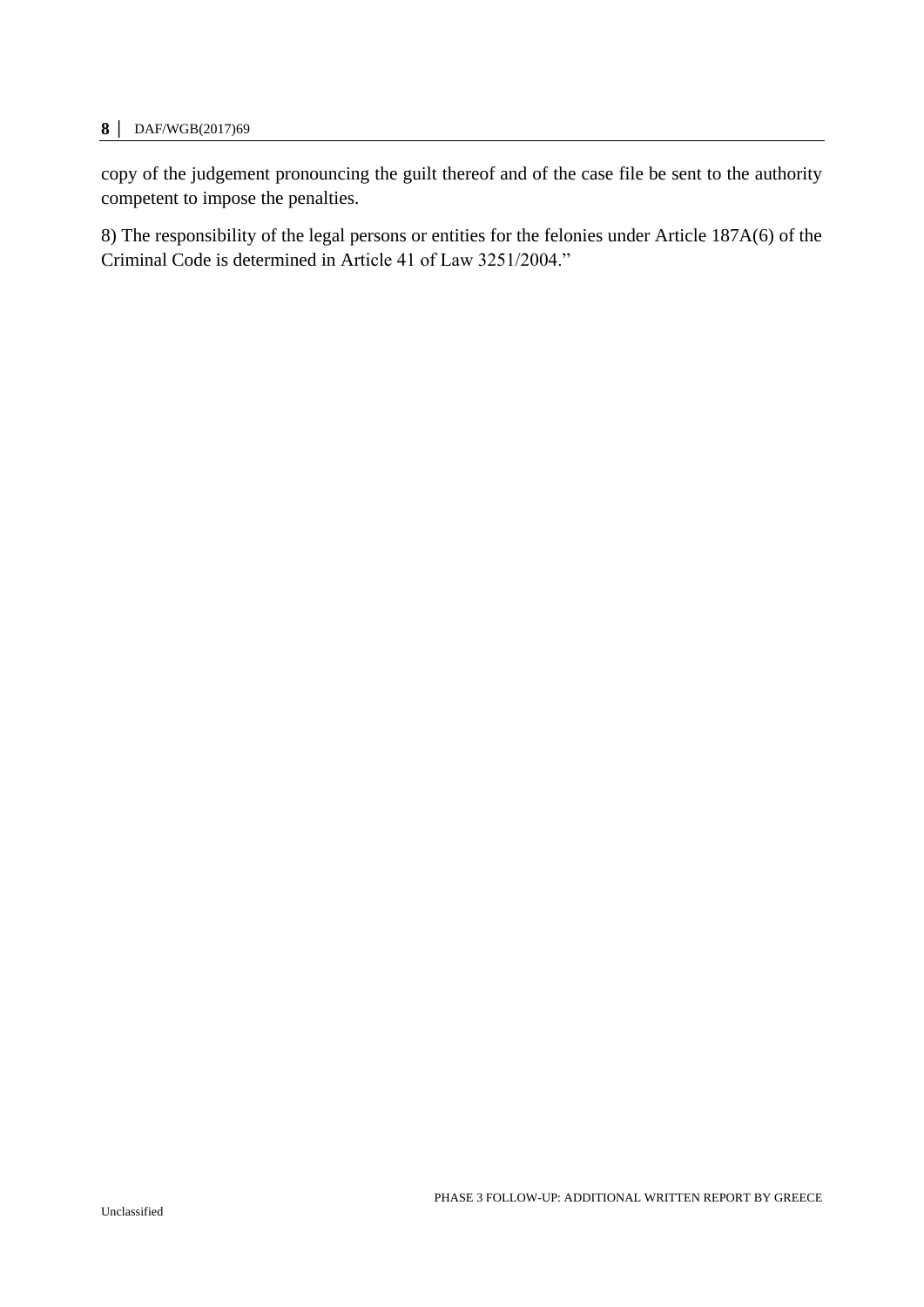copy of the judgement pronouncing the guilt thereof and of the case file be sent to the authority competent to impose the penalties.

8) The responsibility of the legal persons or entities for the felonies under Article 187A(6) of the Criminal Code is determined in Article 41 of Law 3251/2004."